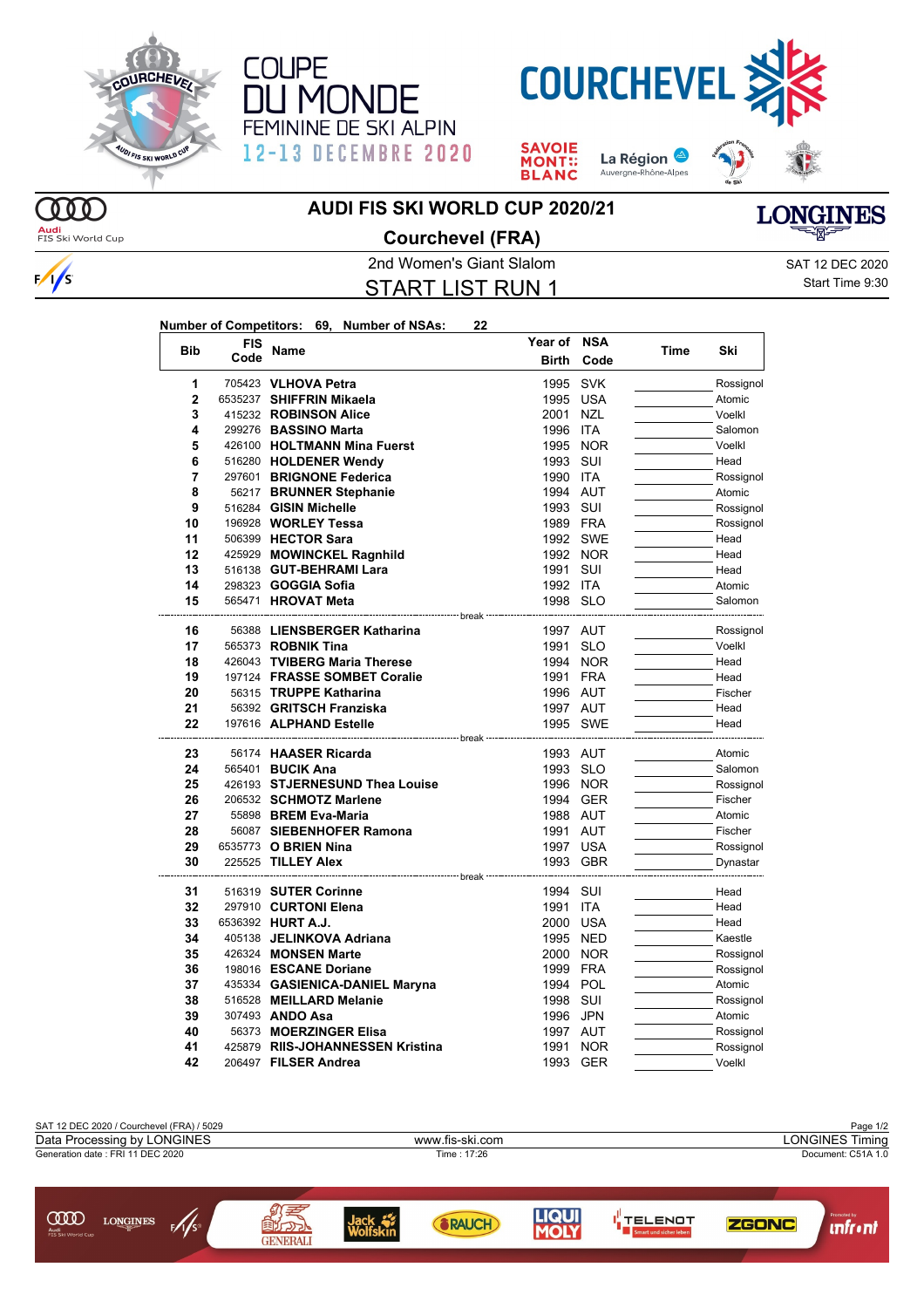COUPE DU MONDE FEMININE DE SKI ALPIN 12-13 DECEMBRE 2020

COURCHEVEL

# AUDI FIS SKI WORLD CUP 2020/21

## Courchevel (FRA)

2nd Women's Giant Slalom

SAT 12 DEC 2020

Start Time 9:30

## START LIST RUN 1

**Number of Competitors: 69, Number of NSAs: 22**

| Bib | FIS Code | Name | Year of Birth | NSA Code | Time | Ski |
|---|---|---|---|---|---|---|
| 1 | 705423 | **VLHOVA Petra** | 1995 | SVK | | Rossignol |
| 2 | 6535237 | **SHIFFRIN Mikaela** | 1995 | USA | | Atomic |
| 3 | 415232 | **ROBINSON Alice** | 2001 | NZL | | Voelkl |
| 4 | 299276 | **BASSINO Marta** | 1996 | ITA | | Salomon |
| 5 | 426100 | **HOLTMANN Mina Fuerst** | 1995 | NOR | | Voelkl |
| 6 | 516280 | **HOLDENER Wendy** | 1993 | SUI | | Head |
| 7 | 297601 | **BRIGNONE Federica** | 1990 | ITA | | Rossignol |
| 8 | 56217 | **BRUNNER Stephanie** | 1994 | AUT | | Atomic |
| 9 | 516284 | **GISIN Michelle** | 1993 | SUI | | Rossignol |
| 10 | 196928 | **WORLEY Tessa** | 1989 | FRA | | Rossignol |
| 11 | 506399 | **HECTOR Sara** | 1992 | SWE | | Head |
| 12 | 425929 | **MOWINCKEL Ragnhild** | 1992 | NOR | | Head |
| 13 | 516138 | **GUT-BEHRAMI Lara** | 1991 | SUI | | Head |
| 14 | 298323 | **GOGGIA Sofia** | 1992 | ITA | | Atomic |
| 15 | 565471 | **HROVAT Meta** | 1998 | SLO | | Salomon |
| | | break | | | | |
| 16 | 56388 | **LIENSBERGER Katharina** | 1997 | AUT | | Rossignol |
| 17 | 565373 | **ROBNIK Tina** | 1991 | SLO | | Voelkl |
| 18 | 426043 | **TVIBERG Maria Therese** | 1994 | NOR | | Head |
| 19 | 197124 | **FRASSE SOMBET Coralie** | 1991 | FRA | | Head |
| 20 | 56315 | **TRUPPE Katharina** | 1996 | AUT | | Fischer |
| 21 | 56392 | **GRITSCH Franziska** | 1997 | AUT | | Head |
| 22 | 197616 | **ALPHAND Estelle** | 1995 | SWE | | Head |
| | | break | | | | |
| 23 | 56174 | **HAASER Ricarda** | 1993 | AUT | | Atomic |
| 24 | 565401 | **BUCIK Ana** | 1993 | SLO | | Salomon |
| 25 | 426193 | **STJERNESUND Thea Louise** | 1996 | NOR | | Rossignol |
| 26 | 206532 | **SCHMOTZ Marlene** | 1994 | GER | | Fischer |
| 27 | 55898 | **BREM Eva-Maria** | 1988 | AUT | | Atomic |
| 28 | 56087 | **SIEBENHOFER Ramona** | 1991 | AUT | | Fischer |
| 29 | 6535773 | **O BRIEN Nina** | 1997 | USA | | Rossignol |
| 30 | 225525 | **TILLEY Alex** | 1993 | GBR | | Dynastar |
| | | break | | | | |
| 31 | 516319 | **SUTER Corinne** | 1994 | SUI | | Head |
| 32 | 297910 | **CURTONI Elena** | 1991 | ITA | | Head |
| 33 | 6536392 | **HURT A.J.** | 2000 | USA | | Head |
| 34 | 405138 | **JELINKOVA Adriana** | 1995 | NED | | Kaestle |
| 35 | 426324 | **MONSEN Marte** | 2000 | NOR | | Rossignol |
| 36 | 198016 | **ESCANE Doriane** | 1999 | FRA | | Rossignol |
| 37 | 435334 | **GASIENICA-DANIEL Maryna** | 1994 | POL | | Atomic |
| 38 | 516528 | **MEILLARD Melanie** | 1998 | SUI | | Rossignol |
| 39 | 307493 | **ANDO Asa** | 1996 | JPN | | Atomic |
| 40 | 56373 | **MOERZINGER Elisa** | 1997 | AUT | | Rossignol |
| 41 | 425879 | **RIIS-JOHANNESSEN Kristina** | 1991 | NOR | | Rossignol |
| 42 | 206497 | **FILSER Andrea** | 1993 | GER | | Voelkl |

SAT 12 DEC 2020 / Courchevel (FRA) / 5029

Data Processing by LONGINES — www.fis-ski.com — LONGINES Timing

Generation date : FRI 11 DEC 2020 — Time : 17:26 — Document: C51A 1.0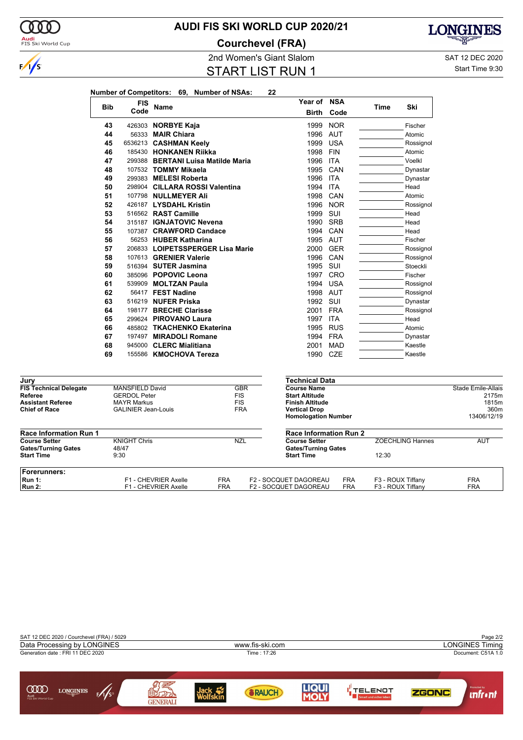# AUDI FIS SKI WORLD CUP 2020/21

## Courchevel (FRA)

2nd Women's Giant Slalom

SAT 12 DEC 2020

## START LIST RUN 1

Start Time 9:30

**Number of Competitors: 69, Number of NSAs: 22**

| Bib | FIS Code | Name | Year of Birth | NSA Code | Time | Ski |
|---|---|---|---|---|---|---|
| 43 | 426303 | **NORBYE Kaja** | 1999 | NOR | | Fischer |
| 44 | 56333 | **MAIR Chiara** | 1996 | AUT | | Atomic |
| 45 | 6536213 | **CASHMAN Keely** | 1999 | USA | | Rossignol |
| 46 | 185430 | **HONKANEN Riikka** | 1998 | FIN | | Atomic |
| 47 | 299388 | **BERTANI Luisa Matilde Maria** | 1996 | ITA | | Voelkl |
| 48 | 107532 | **TOMMY Mikaela** | 1995 | CAN | | Dynastar |
| 49 | 299383 | **MELESI Roberta** | 1996 | ITA | | Dynastar |
| 50 | 298904 | **CILLARA ROSSI Valentina** | 1994 | ITA | | Head |
| 51 | 107798 | **NULLMEYER Ali** | 1998 | CAN | | Atomic |
| 52 | 426187 | **LYSDAHL Kristin** | 1996 | NOR | | Rossignol |
| 53 | 516562 | **RAST Camille** | 1999 | SUI | | Head |
| 54 | 315187 | **IGNJATOVIC Nevena** | 1990 | SRB | | Head |
| 55 | 107387 | **CRAWFORD Candace** | 1994 | CAN | | Head |
| 56 | 56253 | **HUBER Katharina** | 1995 | AUT | | Fischer |
| 57 | 206833 | **LOIPETSSPERGER Lisa Marie** | 2000 | GER | | Rossignol |
| 58 | 107613 | **GRENIER Valerie** | 1996 | CAN | | Rossignol |
| 59 | 516394 | **SUTER Jasmina** | 1995 | SUI | | Stoeckli |
| 60 | 385096 | **POPOVIC Leona** | 1997 | CRO | | Fischer |
| 61 | 539909 | **MOLTZAN Paula** | 1994 | USA | | Rossignol |
| 62 | 56417 | **FEST Nadine** | 1998 | AUT | | Rossignol |
| 63 | 516219 | **NUFER Priska** | 1992 | SUI | | Dynastar |
| 64 | 198177 | **BRECHE Clarisse** | 2001 | FRA | | Rossignol |
| 65 | 299624 | **PIROVANO Laura** | 1997 | ITA | | Head |
| 66 | 485802 | **TKACHENKO Ekaterina** | 1995 | RUS | | Atomic |
| 67 | 197497 | **MIRADOLI Romane** | 1994 | FRA | | Dynastar |
| 68 | 945000 | **CLERC Mialitiana** | 2001 | MAD | | Kaestle |
| 69 | 155586 | **KMOCHOVA Tereza** | 1990 | CZE | | Kaestle |

### Jury

| | | |
|---|---|---|
| **FIS Technical Delegate** | MANSFIELD David | GBR |
| **Referee** | GERDOL Peter | FIS |
| **Assistant Referee** | MAYR Markus | FIS |
| **Chief of Race** | GALINIER Jean-Louis | FRA |

### Technical Data

| | |
|---|---|
| **Course Name** | Stade Emile-Allais |
| **Start Altitude** | 2175m |
| **Finish Altitude** | 1815m |
| **Vertical Drop** | 360m |
| **Homologation Number** | 13406/12/19 |

### Race Information Run 1

| | | |
|---|---|---|
| **Course Setter** | KNIGHT Chris | NZL |
| **Gates/Turning Gates** | 48/47 | |
| **Start Time** | 9:30 | |

### Race Information Run 2

| | | |
|---|---|---|
| **Course Setter** | ZOECHLING Hannes | AUT |
| **Gates/Turning Gates** | | |
| **Start Time** | 12:30 | |

### Forerunners:

| | | | | | | |
|---|---|---|---|---|---|---|
| **Run 1:** | F1 - CHEVRIER Axelle | FRA | F2 - SOCQUET DAGOREAU | FRA | F3 - ROUX Tiffany | FRA |
| **Run 2:** | F1 - CHEVRIER Axelle | FRA | F2 - SOCQUET DAGOREAU | FRA | F3 - ROUX Tiffany | FRA |

SAT 12 DEC 2020 / Courchevel (FRA) / 5029

Data Processing by LONGINES | www.fis-ski.com | LONGINES Timing

Generation date : FRI 11 DEC 2020 | Time : 17:26 | Document: C51A 1.0